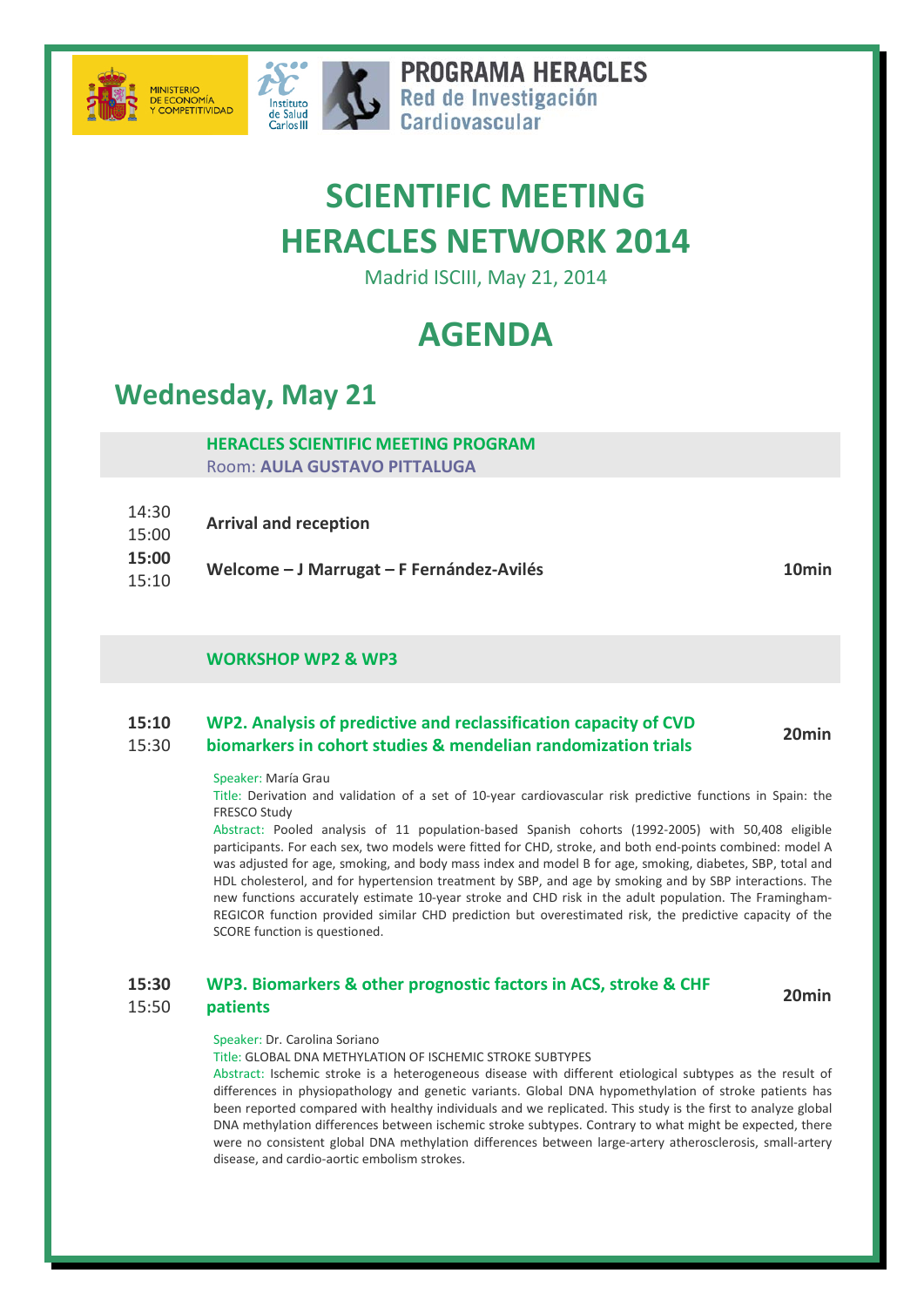MINISTERIO DE ECONOMÍA Y COMPETITIVIDAD

Instituto de Salud Carlos III

**PROGRAMA HERACLES**
Red de Investigación Cardiovascular

# SCIENTIFIC MEETING HERACLES NETWORK 2014

Madrid ISCIII, May 21, 2014

# AGENDA

## Wednesday, May 21

**HERACLES SCIENTIFIC MEETING PROGRAM**
Room: **AULA GUSTAVO PITTALUGA**

| Time | Session | Duration |
|---|---|---|
| 14:30 – 15:00 | **Arrival and reception** | |
| **15:00** – 15:10 | **Welcome – J Marrugat – F Fernández-Avilés** | **10min** |

**WORKSHOP WP2 & WP3**

**15:10** – 15:30 **WP2. Analysis of predictive and reclassification capacity of CVD biomarkers in cohort studies & mendelian randomization trials** — **20min**

Speaker: María Grau
Title: Derivation and validation of a set of 10-year cardiovascular risk predictive functions in Spain: the FRESCO Study
Abstract: Pooled analysis of 11 population-based Spanish cohorts (1992-2005) with 50,408 eligible participants. For each sex, two models were fitted for CHD, stroke, and both end-points combined: model A was adjusted for age, smoking, and body mass index and model B for age, smoking, diabetes, SBP, total and HDL cholesterol, and for hypertension treatment by SBP, and age by smoking and by SBP interactions. The new functions accurately estimate 10-year stroke and CHD risk in the adult population. The Framingham-REGICOR function provided similar CHD prediction but overestimated risk, the predictive capacity of the SCORE function is questioned.

**15:30** – 15:50 **WP3. Biomarkers & other prognostic factors in ACS, stroke & CHF patients** — **20min**

Speaker: Dr. Carolina Soriano
Title: GLOBAL DNA METHYLATION OF ISCHEMIC STROKE SUBTYPES
Abstract: Ischemic stroke is a heterogeneous disease with different etiological subtypes as the result of differences in physiopathology and genetic variants. Global DNA hypomethylation of stroke patients has been reported compared with healthy individuals and we replicated. This study is the first to analyze global DNA methylation differences between ischemic stroke subtypes. Contrary to what might be expected, there were no consistent global DNA methylation differences between large-artery atherosclerosis, small-artery disease, and cardio-aortic embolism strokes.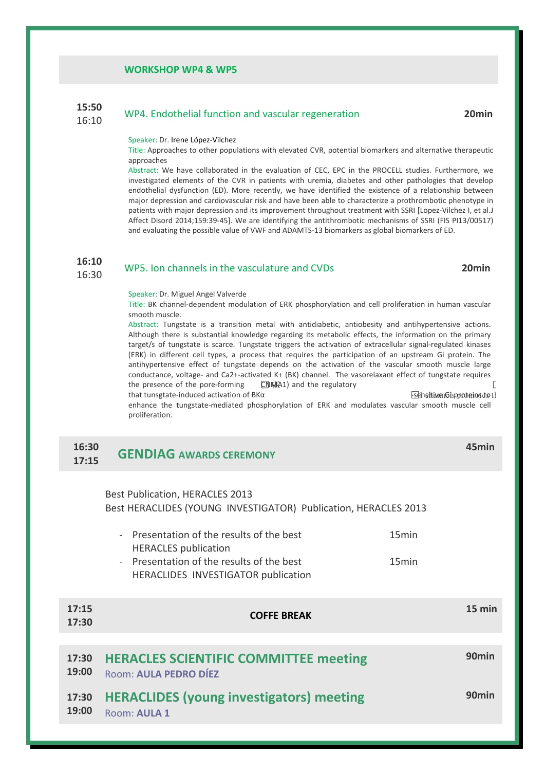## WORKSHOP WP4 & WP5

**15:50** 16:10 — WP4. Endothelial function and vascular regeneration — **20min**

Speaker: Dr. Irene López-Vilchez

Title: Approaches to other populations with elevated CVR, potential biomarkers and alternative therapeutic approaches

Abstract: We have collaborated in the evaluation of CEC, EPC in the PROCELL studies. Furthermore, we investigated elements of the CVR in patients with uremia, diabetes and other pathologies that develop endothelial dysfunction (ED). More recently, we have identified the existence of a relationship between major depression and cardiovascular risk and have been able to characterize a prothrombotic phenotype in patients with major depression and its improvement throughout treatment with SSRI [Lopez-Vilchez I, et al.J Affect Disord 2014;159:39-45]. We are identifying the antithrombotic mechanisms of SSRI (FIS PI13/00517) and evaluating the possible value of VWF and ADAMTS-13 biomarkers as global biomarkers of ED.

**16:10** 16:30 — WP5. Ion channels in the vasculature and CVDs — **20min**

Speaker: Dr. Miguel Angel Valverde

Title: BK channel-dependent modulation of ERK phosphorylation and cell proliferation in human vascular smooth muscle.

Abstract: Tungstate is a transition metal with antidiabetic, antiobesity and antihypertensive actions. Although there is substantial knowledge regarding its metabolic effects, the information on the primary target/s of tungstate is scarce. Tungstate triggers the activation of extracellular signal-regulated kinases (ERK) in different cell types, a process that requires the participation of an upstream Gi protein. The antihypertensive effect of tungstate depends on the activation of the vascular smooth muscle large conductance, voltage- and Ca2+-activated K+ (BK) channel. The vasorelaxant effect of tungstate requires the presence of the pore-forming (KCNMA1) and the regulatory that tunsgtate-induced activation of BKα sensitive Gi proteins to enhance the tungstate-mediated phosphorylation of ERK and modulates vascular smooth muscle cell proliferation.

## 16:30 17:15 — GENDIAG AWARDS CEREMONY — 45min

Best Publication, HERACLES 2013

Best HERACLIDES (YOUNG INVESTIGATOR) Publication, HERACLES 2013

- Presentation of the results of the best HERACLES publication — 15min
- Presentation of the results of the best HERACLIDES INVESTIGATOR publication — 15min

**17:15 17:30** — **COFFE BREAK** — **15 min**

## 17:30 19:00 — HERACLES SCIENTIFIC COMMITTEE meeting — 90min

Room: **AULA PEDRO DÍEZ**

## 17:30 19:00 — HERACLIDES (young investigators) meeting — 90min

Room: **AULA 1**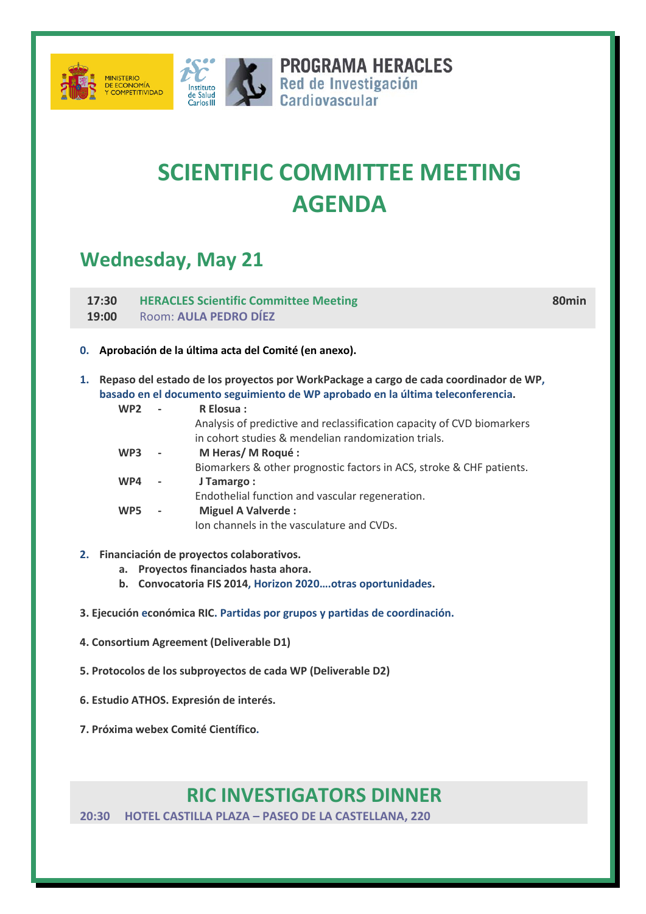MINISTERIO DE ECONOMÍA Y COMPETITIVIDAD

Instituto de Salud Carlos III

**PROGRAMA HERACLES**
Red de Investigación Cardiovascular

# SCIENTIFIC COMMITTEE MEETING AGENDA

## Wednesday, May 21

| | | |
|---|---|---|
| **17:30** | **HERACLES Scientific Committee Meeting** | **80min** |
| **19:00** | Room: **AULA PEDRO DÍEZ** | |

**0. Aprobación de la última acta del Comité (en anexo).**

**1. Repaso del estado de los proyectos por WorkPackage a cargo de cada coordinador de WP, basado en el documento seguimiento de WP aprobado en la última teleconferencia.**

- **WP2** - **R Elosua :**
  Analysis of predictive and reclassification capacity of CVD biomarkers in cohort studies & mendelian randomization trials.
- **WP3** - **M Heras/ M Roqué :**
  Biomarkers & other prognostic factors in ACS, stroke & CHF patients.
- **WP4** - **J Tamargo :**
  Endothelial function and vascular regeneration.
- **WP5** - **Miguel A Valverde :**
  Ion channels in the vasculature and CVDs.

**2. Financiación de proyectos colaborativos.**

   **a. Proyectos financiados hasta ahora.**
   **b. Convocatoria FIS 2014, Horizon 2020….otras oportunidades.**

**3. Ejecución económica RIC. Partidas por grupos y partidas de coordinación.**

**4. Consortium Agreement (Deliverable D1)**

**5. Protocolos de los subproyectos de cada WP (Deliverable D2)**

**6. Estudio ATHOS. Expresión de interés.**

**7. Próxima webex Comité Científico.**

## RIC INVESTIGATORS DINNER

**20:30 HOTEL CASTILLA PLAZA – PASEO DE LA CASTELLANA, 220**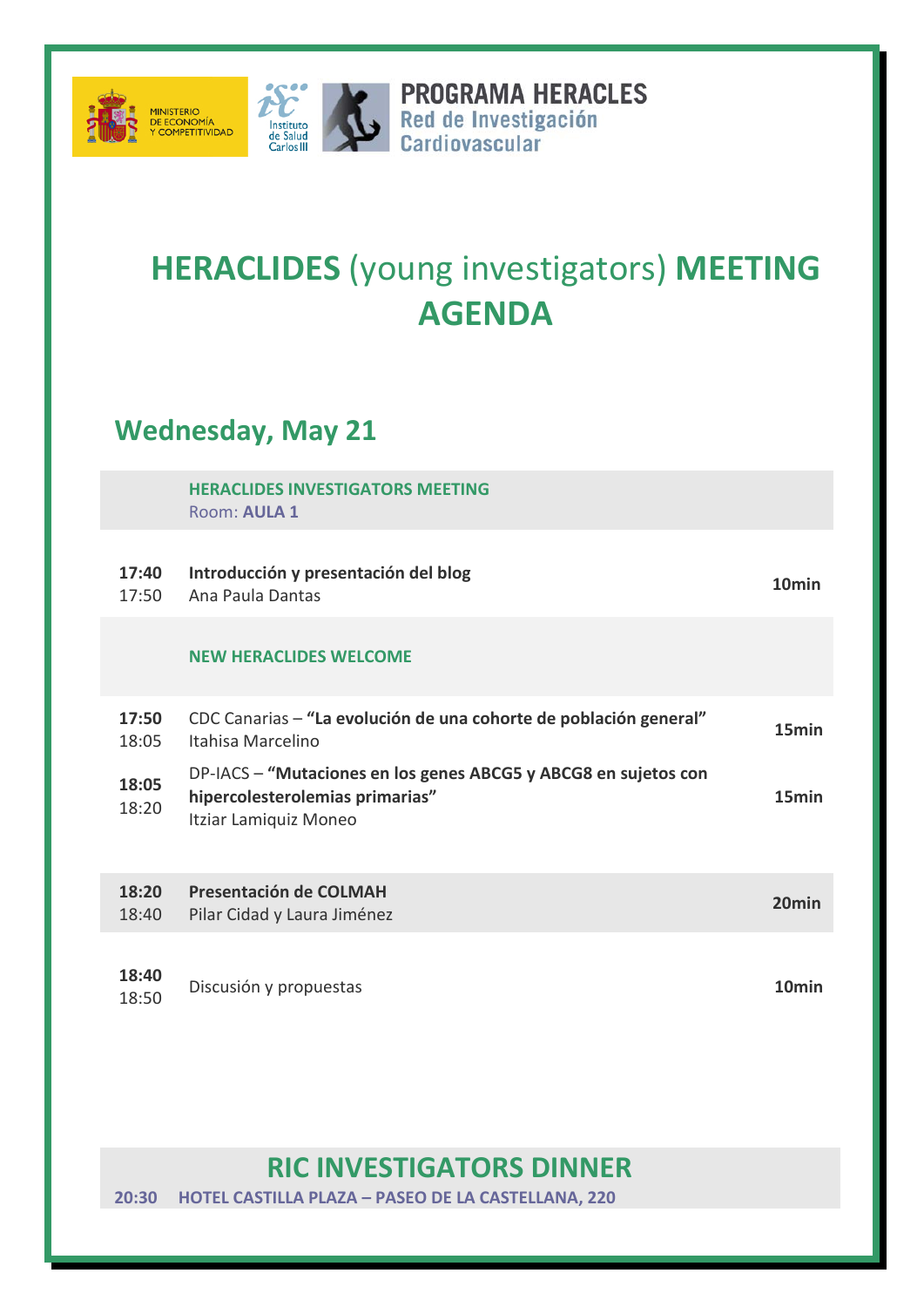MINISTERIO DE ECONOMÍA Y COMPETITIVIDAD

Instituto de Salud Carlos III

**PROGRAMA HERACLES**
Red de Investigación Cardiovascular

# HERACLIDES (young investigators) MEETING AGENDA

## Wednesday, May 21

**HERACLIDES INVESTIGATORS MEETING**
Room: **AULA 1**

| | | |
|---|---|---|
| **17:40** 17:50 | **Introducción y presentación del blog** Ana Paula Dantas | **10min** |

**NEW HERACLIDES WELCOME**

| | | |
|---|---|---|
| **17:50** 18:05 | CDC Canarias – **"La evolución de una cohorte de población general"** Itahisa Marcelino | **15min** |
| **18:05** 18:20 | DP-IACS – **"Mutaciones en los genes ABCG5 y ABCG8 en sujetos con hipercolesterolemias primarias"** Itziar Lamiquiz Moneo | **15min** |
| **18:20** 18:40 | **Presentación de COLMAH** Pilar Cidad y Laura Jiménez | **20min** |
| **18:40** 18:50 | Discusión y propuestas | **10min** |

## RIC INVESTIGATORS DINNER

**20:30 HOTEL CASTILLA PLAZA – PASEO DE LA CASTELLANA, 220**